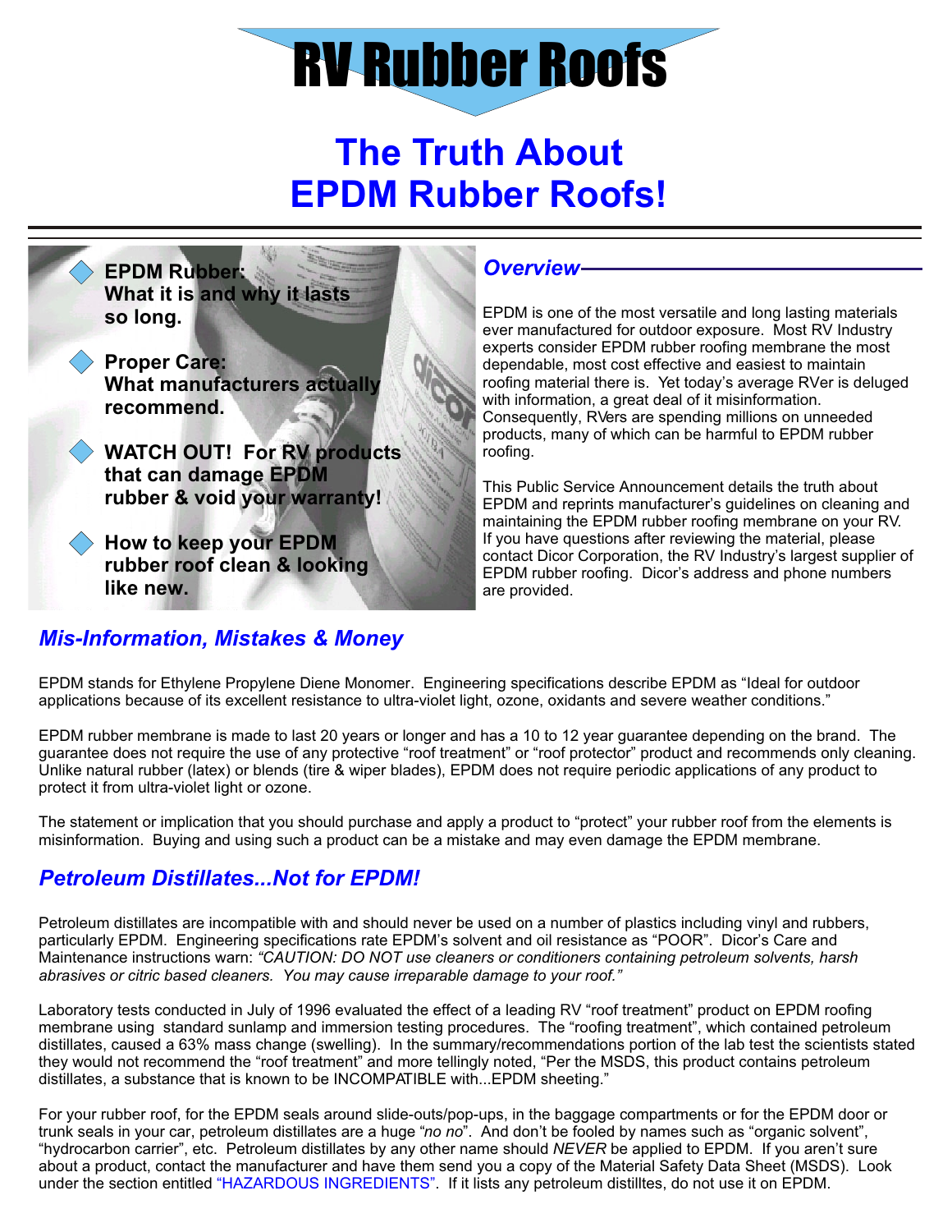# RV Rubber Roofs

## The Truth About EPDM Rubber Roofs!

- **EPDM Rubber: What it is and why it lasts so long.**
- **Proper Care: What manufacturers actually recommend.**
- **WATCH OUT! For RV products that can damage EPDM rubber & void your warranty!**
- **How to keep your EPDM rubber roof clean & looking like new.**

### *Overview*

EPDM is one of the most versatile and long lasting materials ever manufactured for outdoor exposure. Most RV Industry experts consider EPDM rubber roofing membrane the most dependable, most cost effective and easiest to maintain roofing material there is. Yet today's average RVer is deluged with information, a great deal of it misinformation. Consequently, RVers are spending millions on unneeded products, many of which can be harmful to EPDM rubber roofing.

This Public Service Announcement details the truth about EPDM and reprints manufacturer's guidelines on cleaning and maintaining the EPDM rubber roofing membrane on your RV. If you have questions after reviewing the material, please contact Dicor Corporation, the RV Industry's largest supplier of EPDM rubber roofing. Dicor's address and phone numbers are provided.

### *Mis-Information, Mistakes & Money*

EPDM stands for Ethylene Propylene Diene Monomer. Engineering specifications describe EPDM as "Ideal for outdoor applications because of its excellent resistance to ultra-violet light, ozone, oxidants and severe weather conditions."

EPDM rubber membrane is made to last 20 years or longer and has a 10 to 12 year guarantee depending on the brand. The guarantee does not require the use of any protective "roof treatment" or "roof protector" product and recommends only cleaning. Unlike natural rubber (latex) or blends (tire & wiper blades), EPDM does not require periodic applications of any product to protect it from ultra-violet light or ozone.

The statement or implication that you should purchase and apply a product to "protect" your rubber roof from the elements is misinformation. Buying and using such a product can be a mistake and may even damage the EPDM membrane.

### *Petroleum Distillates...Not for EPDM!*

Petroleum distillates are incompatible with and should never be used on a number of plastics including vinyl and rubbers, particularly EPDM. Engineering specifications rate EPDM's solvent and oil resistance as "POOR". Dicor's Care and Maintenance instructions warn: *"CAUTION: DO NOT use cleaners or conditioners containing petroleum solvents, harsh abrasives or citric based cleaners. You may cause irreparable damage to your roof."*

Laboratory tests conducted in July of 1996 evaluated the effect of a leading RV "roof treatment" product on EPDM roofing membrane using standard sunlamp and immersion testing procedures. The "roofing treatment", which contained petroleum distillates, caused a 63% mass change (swelling). In the summary/recommendations portion of the lab test the scientists stated they would not recommend the "roof treatment" and more tellingly noted, "Per the MSDS, this product contains petroleum distillates, a substance that is known to be INCOMPATIBLE with...EPDM sheeting."

For your rubber roof, for the EPDM seals around slide-outs/pop-ups, in the baggage compartments or for the EPDM door or trunk seals in your car, petroleum distillates are a huge "*no no*". And don't be fooled by names such as "organic solvent", "hydrocarbon carrier", etc. Petroleum distillates by any other name should *NEVER* be applied to EPDM. If you aren't sure about a product, contact the manufacturer and have them send you a copy of the Material Safety Data Sheet (MSDS). Look under the section entitled "HAZARDOUS INGREDIENTS". If it lists any petroleum distilltes, do not use it on EPDM.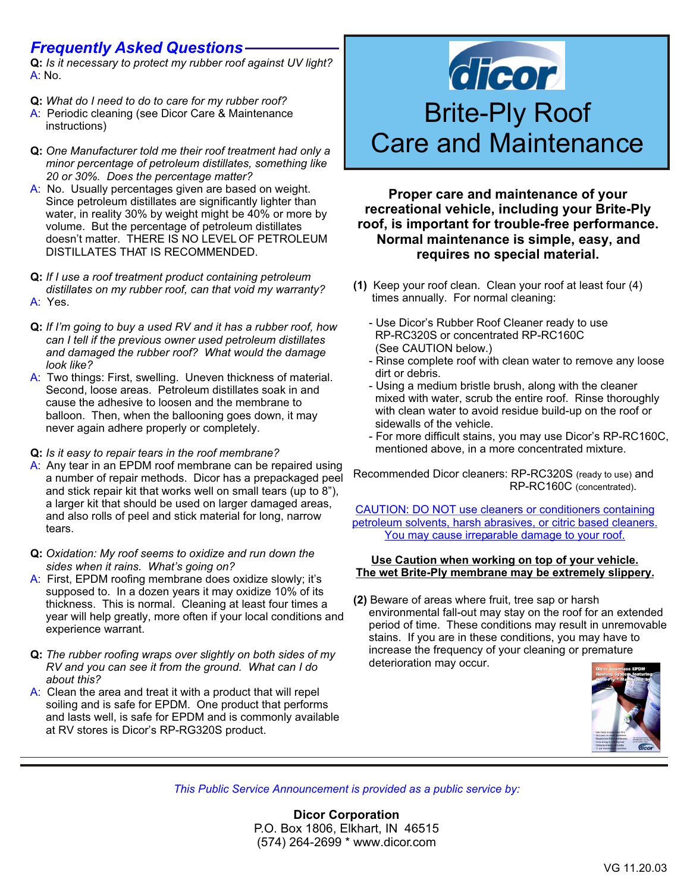## Frequently Asked Questions

**Q:** *Is it necessary to protect my rubber roof against UV light?*
A: No.

**Q:** *What do I need to do to care for my rubber roof?*
A: Periodic cleaning (see Dicor Care & Maintenance instructions)

**Q:** *One Manufacturer told me their roof treatment had only a minor percentage of petroleum distillates, something like 20 or 30%. Does the percentage matter?*
A: No. Usually percentages given are based on weight. Since petroleum distillates are significantly lighter than water, in reality 30% by weight might be 40% or more by volume. But the percentage of petroleum distillates doesn't matter. THERE IS NO LEVEL OF PETROLEUM DISTILLATES THAT IS RECOMMENDED.

**Q:** *If I use a roof treatment product containing petroleum distillates on my rubber roof, can that void my warranty?*
A: Yes.

**Q:** *If I'm going to buy a used RV and it has a rubber roof, how can I tell if the previous owner used petroleum distillates and damaged the rubber roof? What would the damage look like?*
A: Two things: First, swelling. Uneven thickness of material. Second, loose areas. Petroleum distillates soak in and cause the adhesive to loosen and the membrane to balloon. Then, when the ballooning goes down, it may never again adhere properly or completely.

**Q:** *Is it easy to repair tears in the roof membrane?*
A: Any tear in an EPDM roof membrane can be repaired using a number of repair methods. Dicor has a prepackaged peel and stick repair kit that works well on small tears (up to 8"), a larger kit that should be used on larger damaged areas, and also rolls of peel and stick material for long, narrow tears.

**Q:** *Oxidation: My roof seems to oxidize and run down the sides when it rains. What's going on?*
A: First, EPDM roofing membrane does oxidize slowly; it's supposed to. In a dozen years it may oxidize 10% of its thickness. This is normal. Cleaning at least four times a year will help greatly, more often if your local conditions and experience warrant.

**Q:** *The rubber roofing wraps over slightly on both sides of my RV and you can see it from the ground. What can I do about this?*
A: Clean the area and treat it with a product that will repel soiling and is safe for EPDM. One product that performs and lasts well, is safe for EPDM and is commonly available at RV stores is Dicor's RP-RG320S product.

# dicor

# Brite-Ply Roof Care and Maintenance

**Proper care and maintenance of your recreational vehicle, including your Brite-Ply roof, is important for trouble-free performance. Normal maintenance is simple, easy, and requires no special material.**

**(1)** Keep your roof clean. Clean your roof at least four (4) times annually. For normal cleaning:

- Use Dicor's Rubber Roof Cleaner ready to use RP-RC320S or concentrated RP-RC160C (See CAUTION below.)
- Rinse complete roof with clean water to remove any loose dirt or debris.
- Using a medium bristle brush, along with the cleaner mixed with water, scrub the entire roof. Rinse thoroughly with clean water to avoid residue build-up on the roof or sidewalls of the vehicle.
- For more difficult stains, you may use Dicor's RP-RC160C, mentioned above, in a more concentrated mixture.

Recommended Dicor cleaners: RP-RC320S (ready to use) and RP-RC160C (concentrated).

CAUTION: DO NOT use cleaners or conditioners containing petroleum solvents, harsh abrasives, or citric based cleaners. You may cause irreparable damage to your roof.

**Use Caution when working on top of your vehicle. The wet Brite-Ply membrane may be extremely slippery.**

**(2)** Beware of areas where fruit, tree sap or harsh environmental fall-out may stay on the roof for an extended period of time. These conditions may result in unremovable stains. If you are in these conditions, you may have to increase the frequency of your cleaning or premature deterioration may occur.

*This Public Service Announcement is provided as a public service by:*

**Dicor Corporation**
P.O. Box 1806, Elkhart, IN 46515
(574) 264-2699 * www.dicor.com

VG 11.20.03